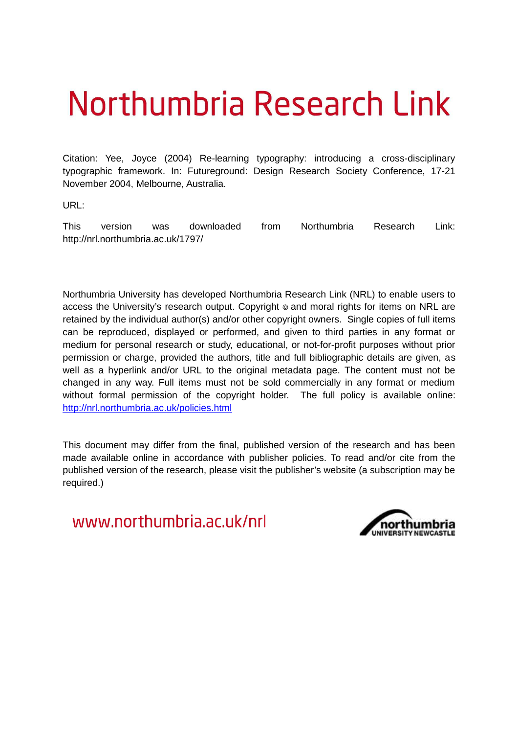# Northumbria Research Link

Citation: Yee, Joyce (2004) Re-learning typography: introducing a cross-disciplinary typographic framework. In: Futureground: Design Research Society Conference, 17-21 November 2004, Melbourne, Australia.

URL:

This version was downloaded from Northumbria Research Link: http://nrl.northumbria.ac.uk/1797/

Northumbria University has developed Northumbria Research Link (NRL) to enable users to access the University's research output. Copyright © and moral rights for items on NRL are retained by the individual author(s) and/or other copyright owners. Single copies of full items can be reproduced, displayed or performed, and given to third parties in any format or medium for personal research or study, educational, or not-for-profit purposes without prior permission or charge, provided the authors, title and full bibliographic details are given, as well as a hyperlink and/or URL to the original metadata page. The content must not be changed in any way. Full items must not be sold commercially in any format or medium without formal permission of the copyright holder. The full policy is available online: http://nrl.northumbria.ac.uk/policies.html

This document may differ from the final, published version of the research and has been made available online in accordance with publisher policies. To read and/or cite from the published version of the research, please visit the publisher's website (a subscription may be required.)

www.northumbria.ac.uk/nrl

northumbria UNIVERSITY NEWCASTLE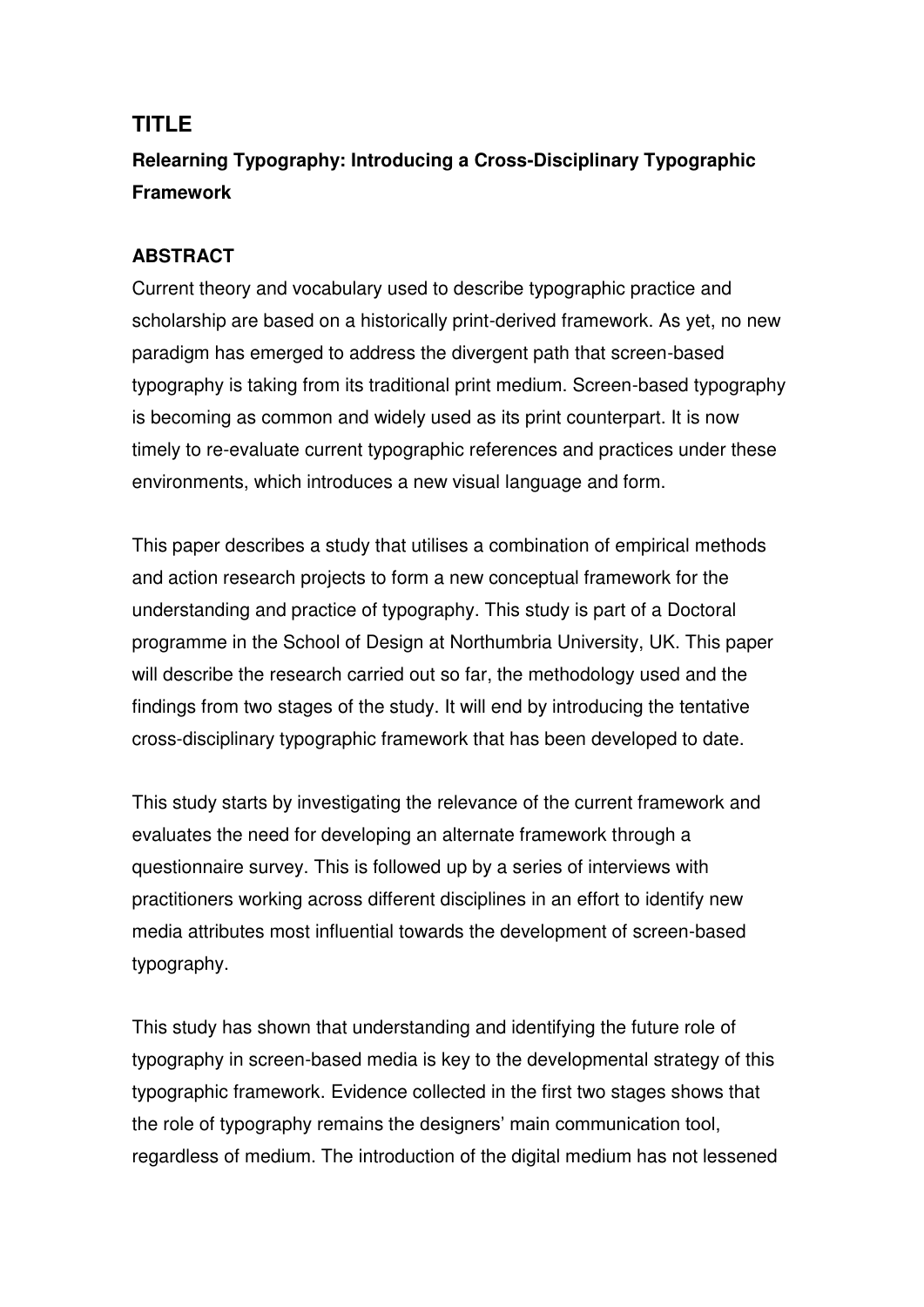## TITLE

### Relearning Typography: Introducing a Cross-Disciplinary Typographic Framework

## ABSTRACT

Current theory and vocabulary used to describe typographic practice and scholarship are based on a historically print-derived framework. As yet, no new paradigm has emerged to address the divergent path that screen-based typography is taking from its traditional print medium. Screen-based typography is becoming as common and widely used as its print counterpart. It is now timely to re-evaluate current typographic references and practices under these environments, which introduces a new visual language and form.

This paper describes a study that utilises a combination of empirical methods and action research projects to form a new conceptual framework for the understanding and practice of typography. This study is part of a Doctoral programme in the School of Design at Northumbria University, UK. This paper will describe the research carried out so far, the methodology used and the findings from two stages of the study. It will end by introducing the tentative cross-disciplinary typographic framework that has been developed to date.

This study starts by investigating the relevance of the current framework and evaluates the need for developing an alternate framework through a questionnaire survey. This is followed up by a series of interviews with practitioners working across different disciplines in an effort to identify new media attributes most influential towards the development of screen-based typography.

This study has shown that understanding and identifying the future role of typography in screen-based media is key to the developmental strategy of this typographic framework. Evidence collected in the first two stages shows that the role of typography remains the designers' main communication tool, regardless of medium. The introduction of the digital medium has not lessened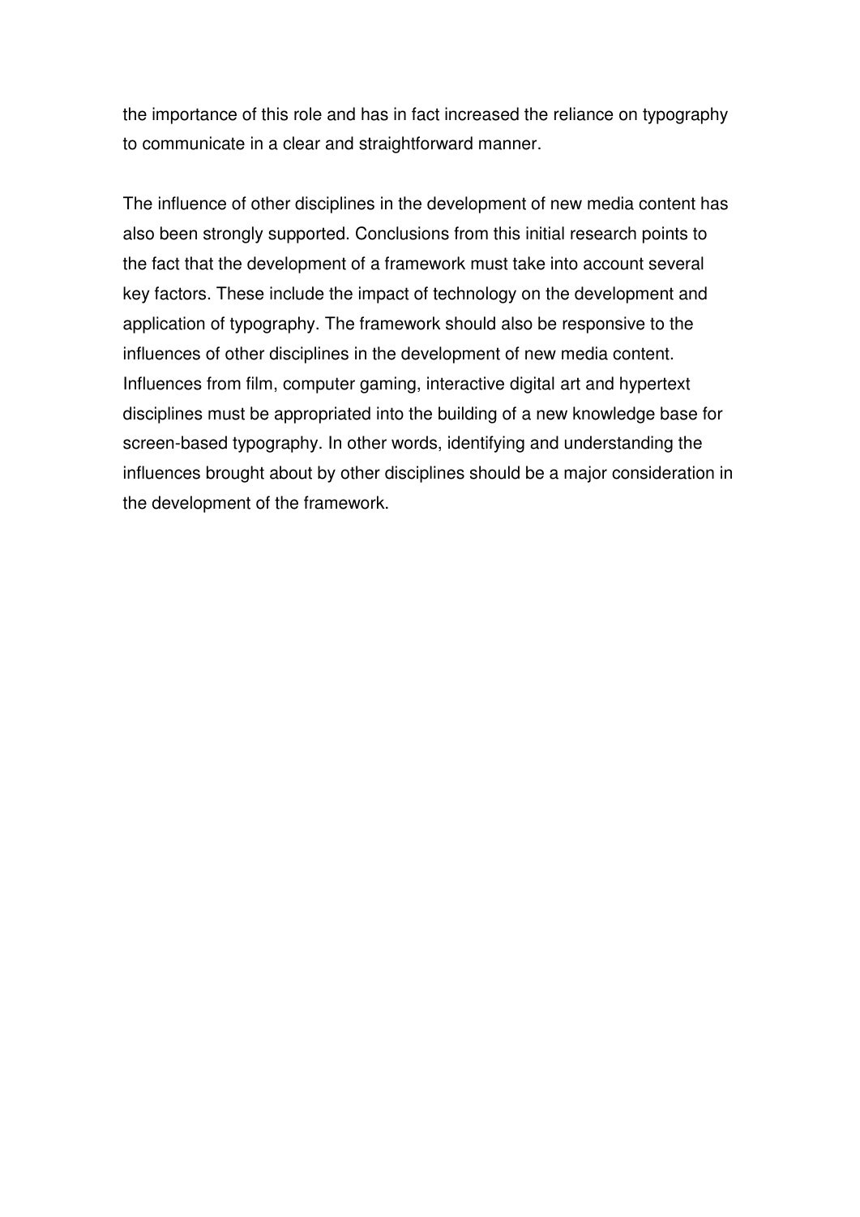the importance of this role and has in fact increased the reliance on typography to communicate in a clear and straightforward manner.

The influence of other disciplines in the development of new media content has also been strongly supported. Conclusions from this initial research points to the fact that the development of a framework must take into account several key factors. These include the impact of technology on the development and application of typography. The framework should also be responsive to the influences of other disciplines in the development of new media content. Influences from film, computer gaming, interactive digital art and hypertext disciplines must be appropriated into the building of a new knowledge base for screen-based typography. In other words, identifying and understanding the influences brought about by other disciplines should be a major consideration in the development of the framework.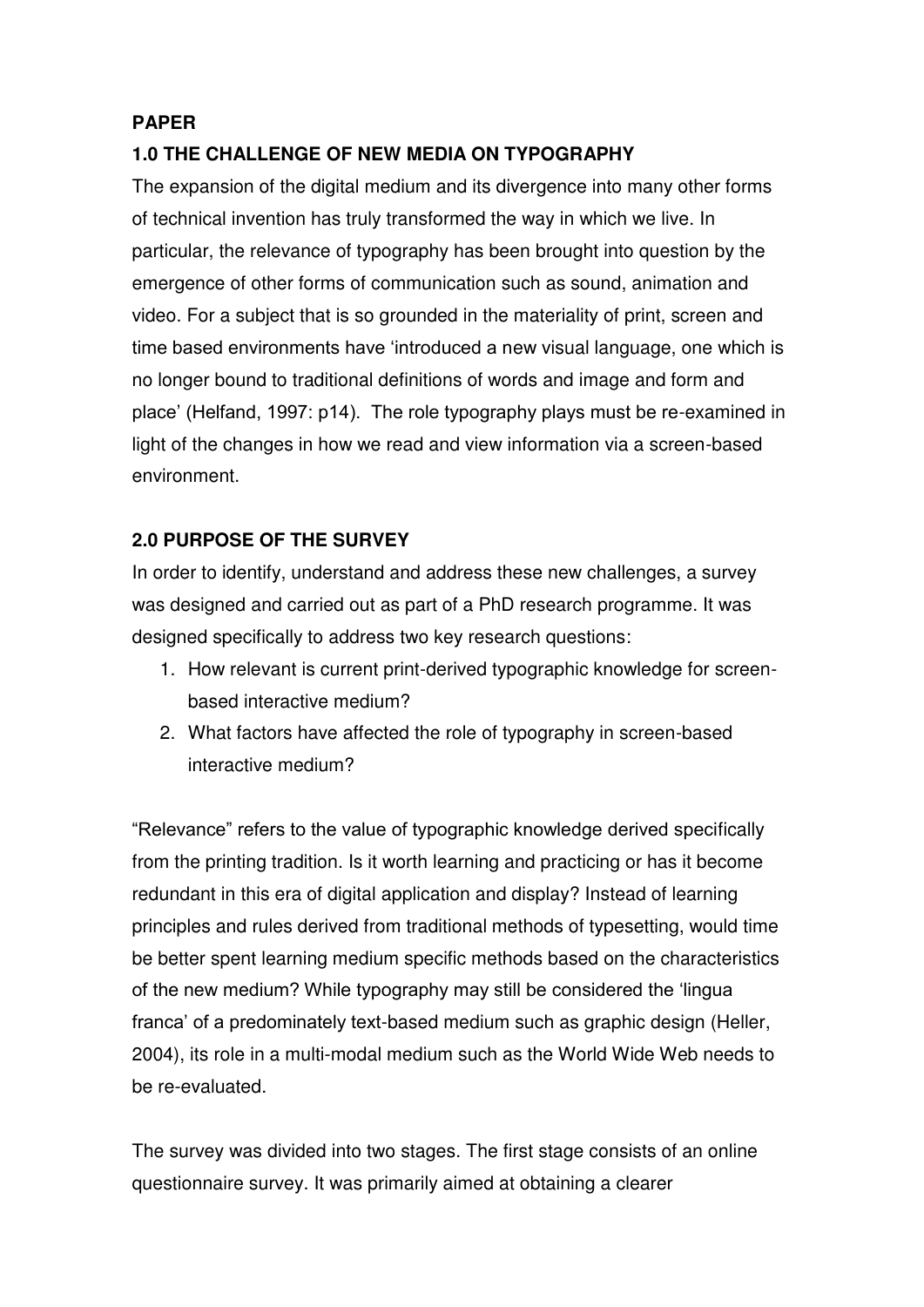**PAPER**

## 1.0 THE CHALLENGE OF NEW MEDIA ON TYPOGRAPHY

The expansion of the digital medium and its divergence into many other forms of technical invention has truly transformed the way in which we live. In particular, the relevance of typography has been brought into question by the emergence of other forms of communication such as sound, animation and video. For a subject that is so grounded in the materiality of print, screen and time based environments have 'introduced a new visual language, one which is no longer bound to traditional definitions of words and image and form and place' (Helfand, 1997: p14). The role typography plays must be re-examined in light of the changes in how we read and view information via a screen-based environment.

## 2.0 PURPOSE OF THE SURVEY

In order to identify, understand and address these new challenges, a survey was designed and carried out as part of a PhD research programme. It was designed specifically to address two key research questions:

1. How relevant is current print-derived typographic knowledge for screen-based interactive medium?
2. What factors have affected the role of typography in screen-based interactive medium?

"Relevance" refers to the value of typographic knowledge derived specifically from the printing tradition. Is it worth learning and practicing or has it become redundant in this era of digital application and display? Instead of learning principles and rules derived from traditional methods of typesetting, would time be better spent learning medium specific methods based on the characteristics of the new medium? While typography may still be considered the 'lingua franca' of a predominately text-based medium such as graphic design (Heller, 2004), its role in a multi-modal medium such as the World Wide Web needs to be re-evaluated.

The survey was divided into two stages. The first stage consists of an online questionnaire survey. It was primarily aimed at obtaining a clearer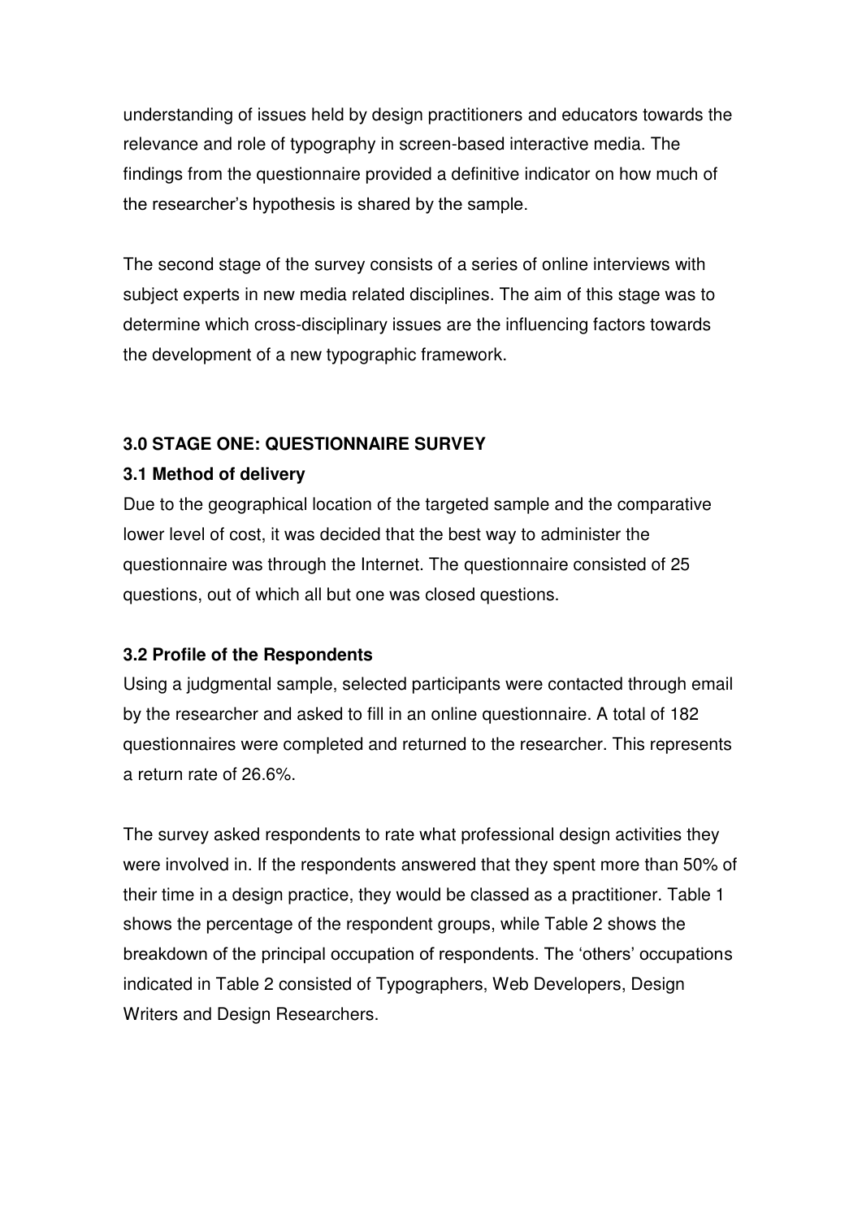understanding of issues held by design practitioners and educators towards the relevance and role of typography in screen-based interactive media. The findings from the questionnaire provided a definitive indicator on how much of the researcher's hypothesis is shared by the sample.

The second stage of the survey consists of a series of online interviews with subject experts in new media related disciplines. The aim of this stage was to determine which cross-disciplinary issues are the influencing factors towards the development of a new typographic framework.

## 3.0 STAGE ONE: QUESTIONNAIRE SURVEY

### 3.1 Method of delivery

Due to the geographical location of the targeted sample and the comparative lower level of cost, it was decided that the best way to administer the questionnaire was through the Internet. The questionnaire consisted of 25 questions, out of which all but one was closed questions.

### 3.2 Profile of the Respondents

Using a judgmental sample, selected participants were contacted through email by the researcher and asked to fill in an online questionnaire. A total of 182 questionnaires were completed and returned to the researcher. This represents a return rate of 26.6%.

The survey asked respondents to rate what professional design activities they were involved in. If the respondents answered that they spent more than 50% of their time in a design practice, they would be classed as a practitioner. Table 1 shows the percentage of the respondent groups, while Table 2 shows the breakdown of the principal occupation of respondents. The 'others' occupations indicated in Table 2 consisted of Typographers, Web Developers, Design Writers and Design Researchers.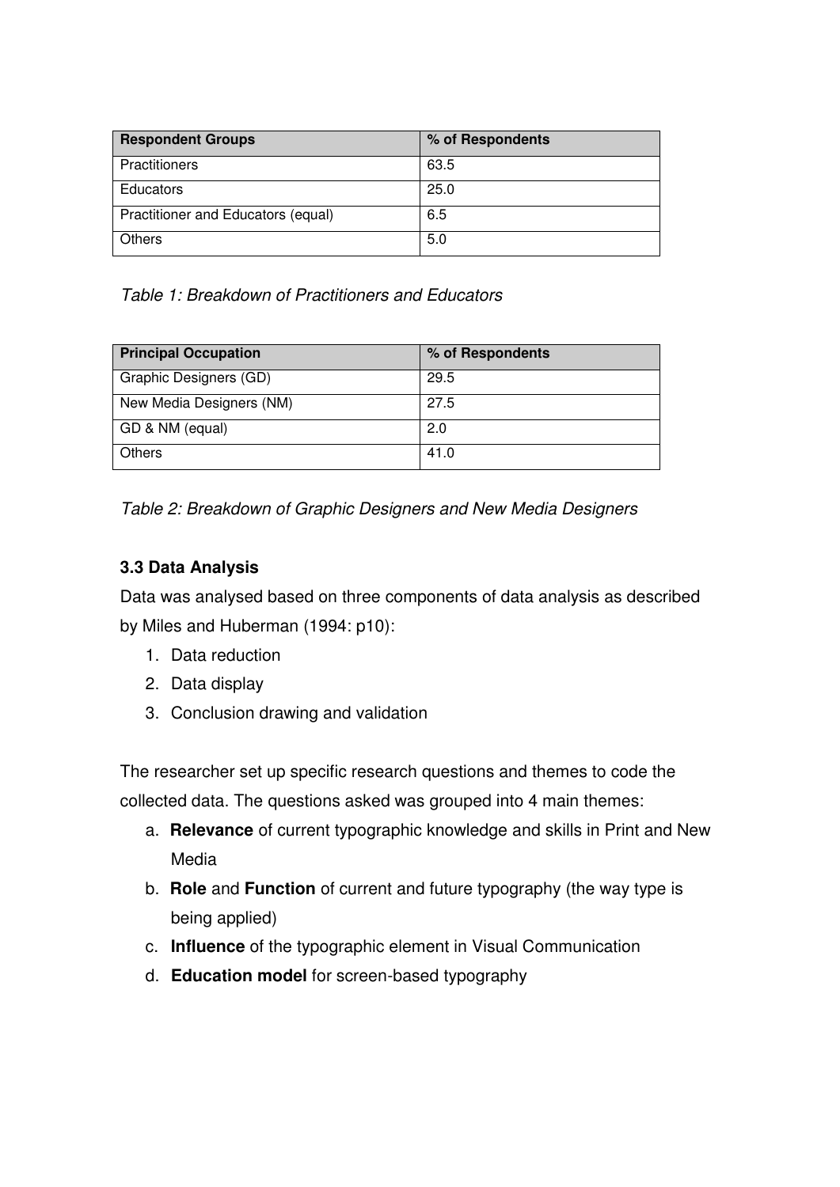| Respondent Groups | % of Respondents |
|---|---|
| Practitioners | 63.5 |
| Educators | 25.0 |
| Practitioner and Educators (equal) | 6.5 |
| Others | 5.0 |

*Table 1: Breakdown of Practitioners and Educators*

| Principal Occupation | % of Respondents |
|---|---|
| Graphic Designers (GD) | 29.5 |
| New Media Designers (NM) | 27.5 |
| GD & NM (equal) | 2.0 |
| Others | 41.0 |

*Table 2: Breakdown of Graphic Designers and New Media Designers*

### 3.3 Data Analysis

Data was analysed based on three components of data analysis as described by Miles and Huberman (1994: p10):

1. Data reduction
2. Data display
3. Conclusion drawing and validation

The researcher set up specific research questions and themes to code the collected data. The questions asked was grouped into 4 main themes:

a. **Relevance** of current typographic knowledge and skills in Print and New Media
b. **Role** and **Function** of current and future typography (the way type is being applied)
c. **Influence** of the typographic element in Visual Communication
d. **Education model** for screen-based typography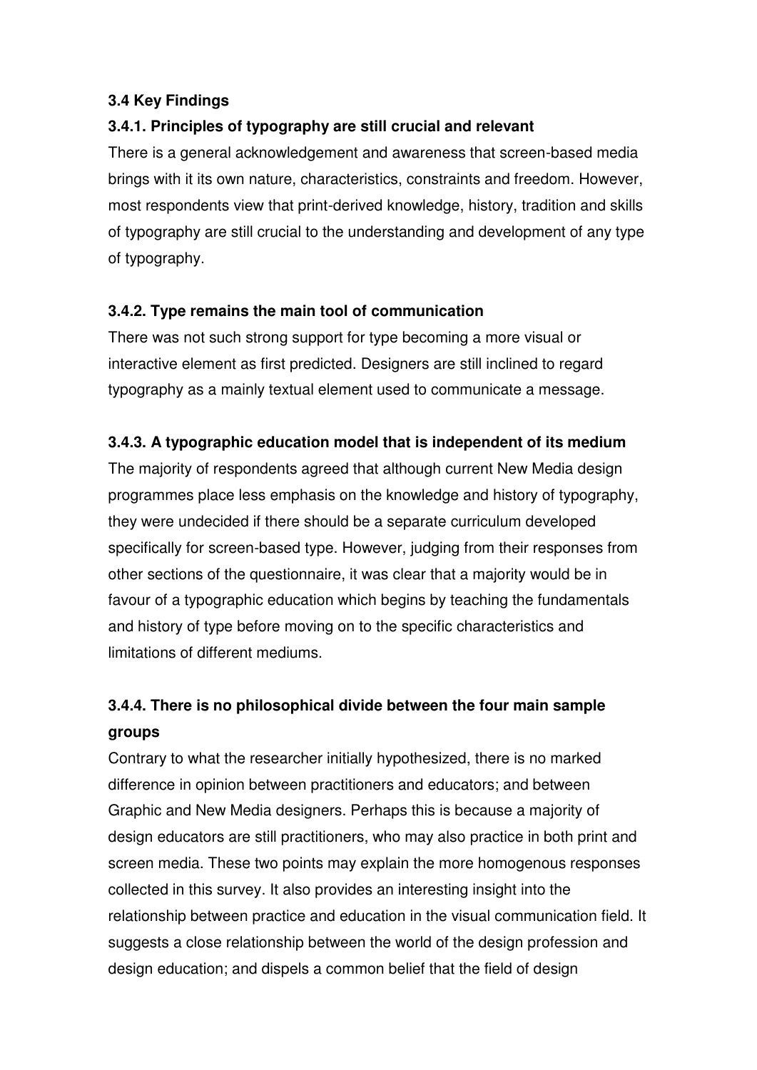### 3.4 Key Findings

#### 3.4.1. Principles of typography are still crucial and relevant

There is a general acknowledgement and awareness that screen-based media brings with it its own nature, characteristics, constraints and freedom. However, most respondents view that print-derived knowledge, history, tradition and skills of typography are still crucial to the understanding and development of any type of typography.

#### 3.4.2. Type remains the main tool of communication

There was not such strong support for type becoming a more visual or interactive element as first predicted. Designers are still inclined to regard typography as a mainly textual element used to communicate a message.

#### 3.4.3. A typographic education model that is independent of its medium

The majority of respondents agreed that although current New Media design programmes place less emphasis on the knowledge and history of typography, they were undecided if there should be a separate curriculum developed specifically for screen-based type. However, judging from their responses from other sections of the questionnaire, it was clear that a majority would be in favour of a typographic education which begins by teaching the fundamentals and history of type before moving on to the specific characteristics and limitations of different mediums.

#### 3.4.4. There is no philosophical divide between the four main sample groups

Contrary to what the researcher initially hypothesized, there is no marked difference in opinion between practitioners and educators; and between Graphic and New Media designers. Perhaps this is because a majority of design educators are still practitioners, who may also practice in both print and screen media. These two points may explain the more homogenous responses collected in this survey. It also provides an interesting insight into the relationship between practice and education in the visual communication field. It suggests a close relationship between the world of the design profession and design education; and dispels a common belief that the field of design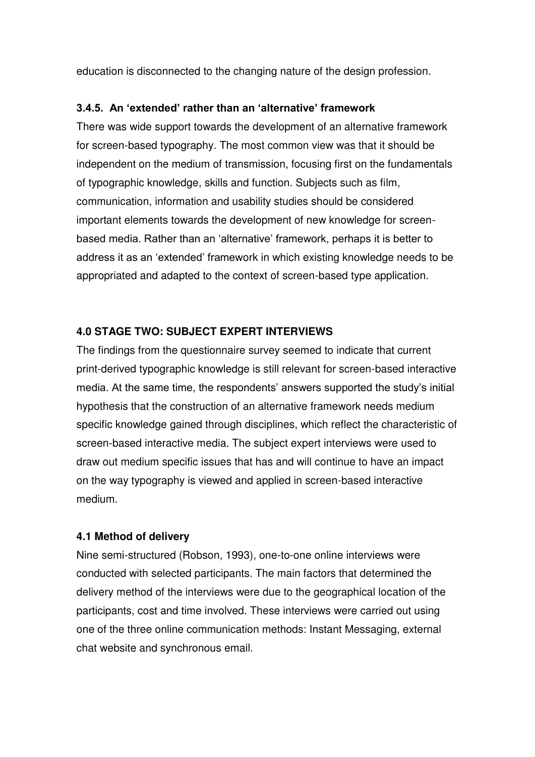education is disconnected to the changing nature of the design profession.

### 3.4.5. An 'extended' rather than an 'alternative' framework

There was wide support towards the development of an alternative framework for screen-based typography. The most common view was that it should be independent on the medium of transmission, focusing first on the fundamentals of typographic knowledge, skills and function. Subjects such as film, communication, information and usability studies should be considered important elements towards the development of new knowledge for screen-based media. Rather than an 'alternative' framework, perhaps it is better to address it as an 'extended' framework in which existing knowledge needs to be appropriated and adapted to the context of screen-based type application.

## 4.0 STAGE TWO: SUBJECT EXPERT INTERVIEWS

The findings from the questionnaire survey seemed to indicate that current print-derived typographic knowledge is still relevant for screen-based interactive media. At the same time, the respondents' answers supported the study's initial hypothesis that the construction of an alternative framework needs medium specific knowledge gained through disciplines, which reflect the characteristic of screen-based interactive media. The subject expert interviews were used to draw out medium specific issues that has and will continue to have an impact on the way typography is viewed and applied in screen-based interactive medium.

### 4.1 Method of delivery

Nine semi-structured (Robson, 1993), one-to-one online interviews were conducted with selected participants. The main factors that determined the delivery method of the interviews were due to the geographical location of the participants, cost and time involved. These interviews were carried out using one of the three online communication methods: Instant Messaging, external chat website and synchronous email.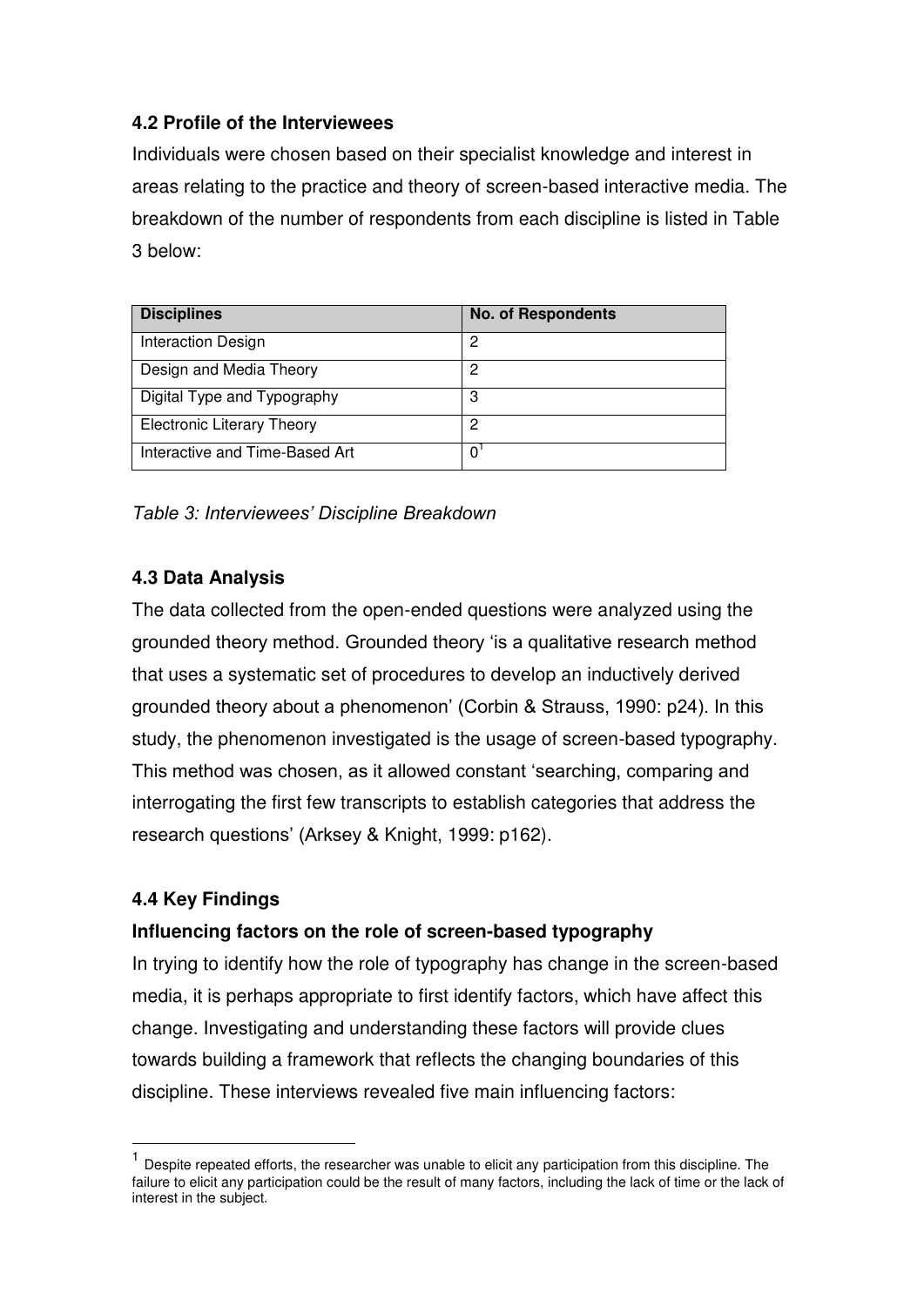### 4.2 Profile of the Interviewees

Individuals were chosen based on their specialist knowledge and interest in areas relating to the practice and theory of screen-based interactive media. The breakdown of the number of respondents from each discipline is listed in Table 3 below:

| Disciplines | No. of Respondents |
|---|---|
| Interaction Design | 2 |
| Design and Media Theory | 2 |
| Digital Type and Typography | 3 |
| Electronic Literary Theory | 2 |
| Interactive and Time-Based Art | 0[1] |

*Table 3: Interviewees' Discipline Breakdown*

### 4.3 Data Analysis

The data collected from the open-ended questions were analyzed using the grounded theory method. Grounded theory 'is a qualitative research method that uses a systematic set of procedures to develop an inductively derived grounded theory about a phenomenon' (Corbin & Strauss, 1990: p24). In this study, the phenomenon investigated is the usage of screen-based typography. This method was chosen, as it allowed constant 'searching, comparing and interrogating the first few transcripts to establish categories that address the research questions' (Arksey & Knight, 1999: p162).

### 4.4 Key Findings

**Influencing factors on the role of screen-based typography**

In trying to identify how the role of typography has change in the screen-based media, it is perhaps appropriate to first identify factors, which have affect this change. Investigating and understanding these factors will provide clues towards building a framework that reflects the changing boundaries of this discipline. These interviews revealed five main influencing factors:

---

[1] Despite repeated efforts, the researcher was unable to elicit any participation from this discipline. The failure to elicit any participation could be the result of many factors, including the lack of time or the lack of interest in the subject.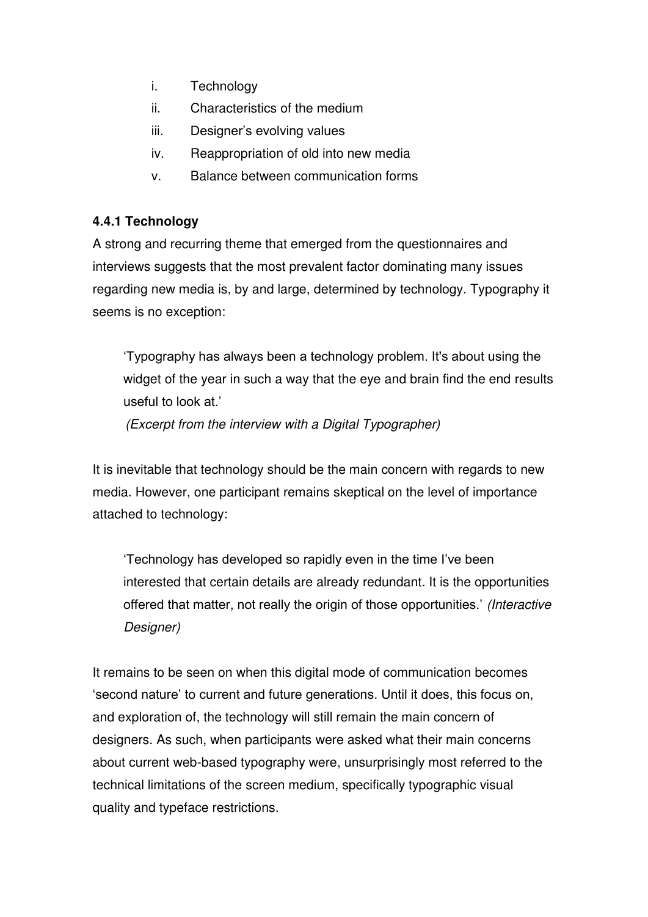i. Technology
ii. Characteristics of the medium
iii. Designer's evolving values
iv. Reappropriation of old into new media
v. Balance between communication forms

### 4.4.1 Technology

A strong and recurring theme that emerged from the questionnaires and interviews suggests that the most prevalent factor dominating many issues regarding new media is, by and large, determined by technology. Typography it seems is no exception:

> 'Typography has always been a technology problem. It's about using the widget of the year in such a way that the eye and brain find the end results useful to look at.'
>
> *(Excerpt from the interview with a Digital Typographer)*

It is inevitable that technology should be the main concern with regards to new media. However, one participant remains skeptical on the level of importance attached to technology:

> 'Technology has developed so rapidly even in the time I've been interested that certain details are already redundant. It is the opportunities offered that matter, not really the origin of those opportunities.' *(Interactive Designer)*

It remains to be seen on when this digital mode of communication becomes 'second nature' to current and future generations. Until it does, this focus on, and exploration of, the technology will still remain the main concern of designers. As such, when participants were asked what their main concerns about current web-based typography were, unsurprisingly most referred to the technical limitations of the screen medium, specifically typographic visual quality and typeface restrictions.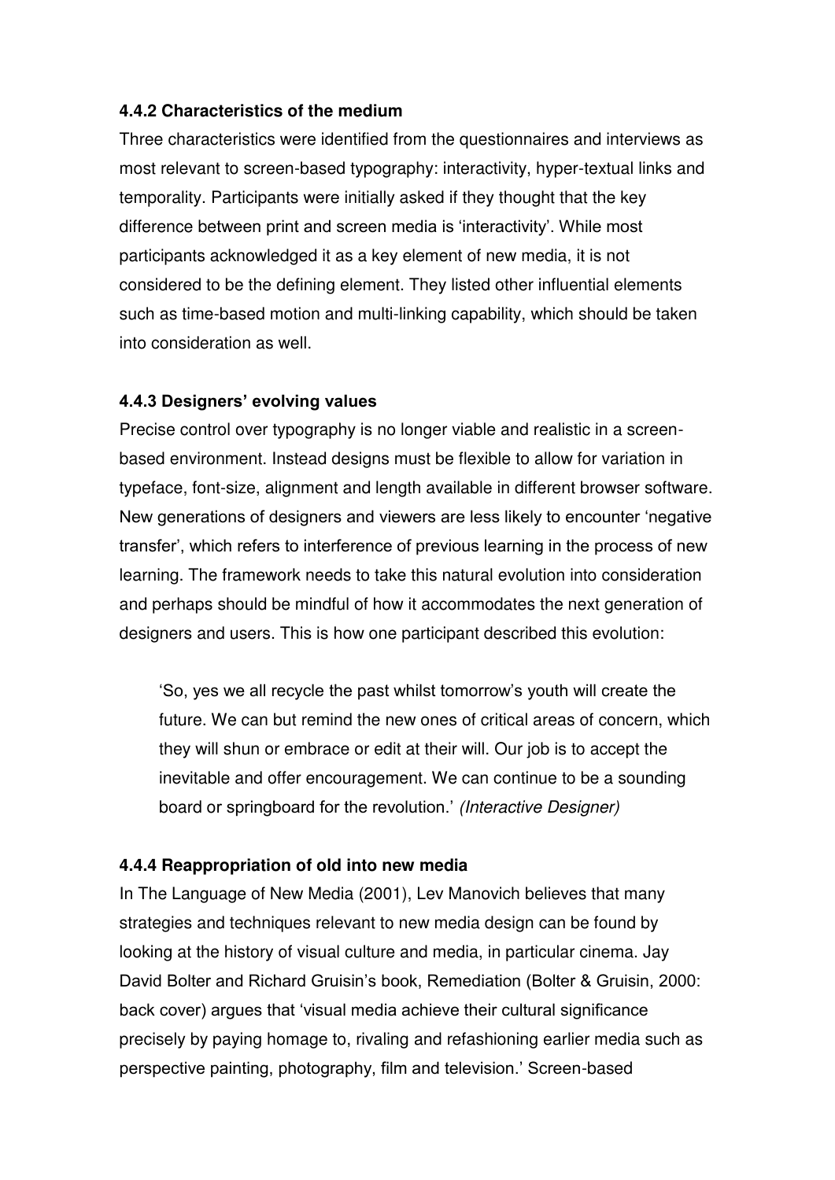**4.4.2 Characteristics of the medium**

Three characteristics were identified from the questionnaires and interviews as most relevant to screen-based typography: interactivity, hyper-textual links and temporality. Participants were initially asked if they thought that the key difference between print and screen media is 'interactivity'. While most participants acknowledged it as a key element of new media, it is not considered to be the defining element. They listed other influential elements such as time-based motion and multi-linking capability, which should be taken into consideration as well.

**4.4.3 Designers' evolving values**

Precise control over typography is no longer viable and realistic in a screen-based environment. Instead designs must be flexible to allow for variation in typeface, font-size, alignment and length available in different browser software. New generations of designers and viewers are less likely to encounter 'negative transfer', which refers to interference of previous learning in the process of new learning. The framework needs to take this natural evolution into consideration and perhaps should be mindful of how it accommodates the next generation of designers and users. This is how one participant described this evolution:

> 'So, yes we all recycle the past whilst tomorrow's youth will create the future. We can but remind the new ones of critical areas of concern, which they will shun or embrace or edit at their will. Our job is to accept the inevitable and offer encouragement. We can continue to be a sounding board or springboard for the revolution.' *(Interactive Designer)*

**4.4.4 Reappropriation of old into new media**

In The Language of New Media (2001), Lev Manovich believes that many strategies and techniques relevant to new media design can be found by looking at the history of visual culture and media, in particular cinema. Jay David Bolter and Richard Gruisin's book, Remediation (Bolter & Gruisin, 2000: back cover) argues that 'visual media achieve their cultural significance precisely by paying homage to, rivaling and refashioning earlier media such as perspective painting, photography, film and television.' Screen-based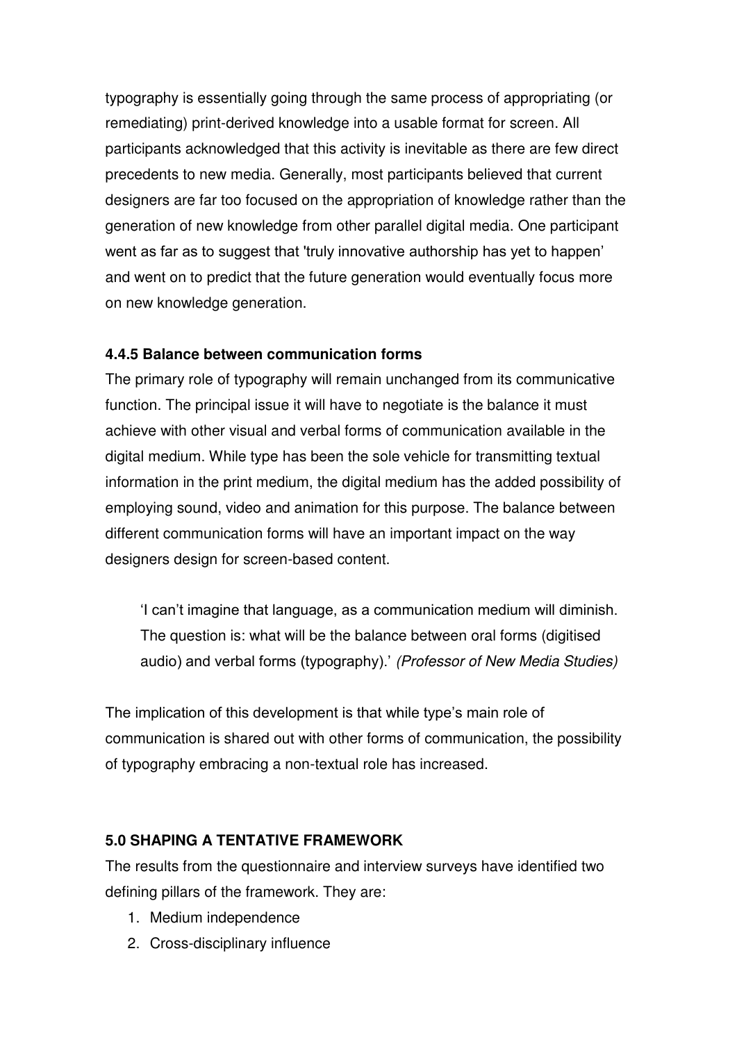typography is essentially going through the same process of appropriating (or remediating) print-derived knowledge into a usable format for screen. All participants acknowledged that this activity is inevitable as there are few direct precedents to new media. Generally, most participants believed that current designers are far too focused on the appropriation of knowledge rather than the generation of new knowledge from other parallel digital media. One participant went as far as to suggest that 'truly innovative authorship has yet to happen' and went on to predict that the future generation would eventually focus more on new knowledge generation.

### 4.4.5 Balance between communication forms

The primary role of typography will remain unchanged from its communicative function. The principal issue it will have to negotiate is the balance it must achieve with other visual and verbal forms of communication available in the digital medium. While type has been the sole vehicle for transmitting textual information in the print medium, the digital medium has the added possibility of employing sound, video and animation for this purpose. The balance between different communication forms will have an important impact on the way designers design for screen-based content.

> 'I can't imagine that language, as a communication medium will diminish. The question is: what will be the balance between oral forms (digitised audio) and verbal forms (typography).' *(Professor of New Media Studies)*

The implication of this development is that while type's main role of communication is shared out with other forms of communication, the possibility of typography embracing a non-textual role has increased.

## 5.0 SHAPING A TENTATIVE FRAMEWORK

The results from the questionnaire and interview surveys have identified two defining pillars of the framework. They are:

1. Medium independence
2. Cross-disciplinary influence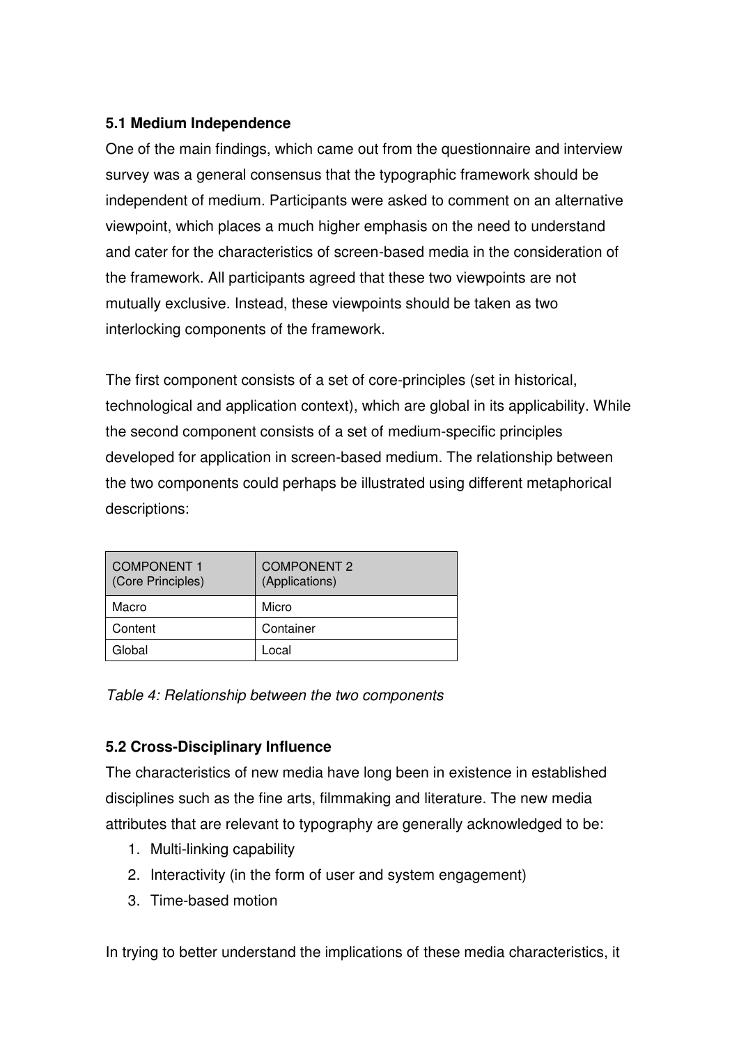### 5.1 Medium Independence

One of the main findings, which came out from the questionnaire and interview survey was a general consensus that the typographic framework should be independent of medium. Participants were asked to comment on an alternative viewpoint, which places a much higher emphasis on the need to understand and cater for the characteristics of screen-based media in the consideration of the framework. All participants agreed that these two viewpoints are not mutually exclusive. Instead, these viewpoints should be taken as two interlocking components of the framework.

The first component consists of a set of core-principles (set in historical, technological and application context), which are global in its applicability. While the second component consists of a set of medium-specific principles developed for application in screen-based medium. The relationship between the two components could perhaps be illustrated using different metaphorical descriptions:

| COMPONENT 1 (Core Principles) | COMPONENT 2 (Applications) |
|---|---|
| Macro | Micro |
| Content | Container |
| Global | Local |

*Table 4: Relationship between the two components*

### 5.2 Cross-Disciplinary Influence

The characteristics of new media have long been in existence in established disciplines such as the fine arts, filmmaking and literature. The new media attributes that are relevant to typography are generally acknowledged to be:

1. Multi-linking capability
2. Interactivity (in the form of user and system engagement)
3. Time-based motion

In trying to better understand the implications of these media characteristics, it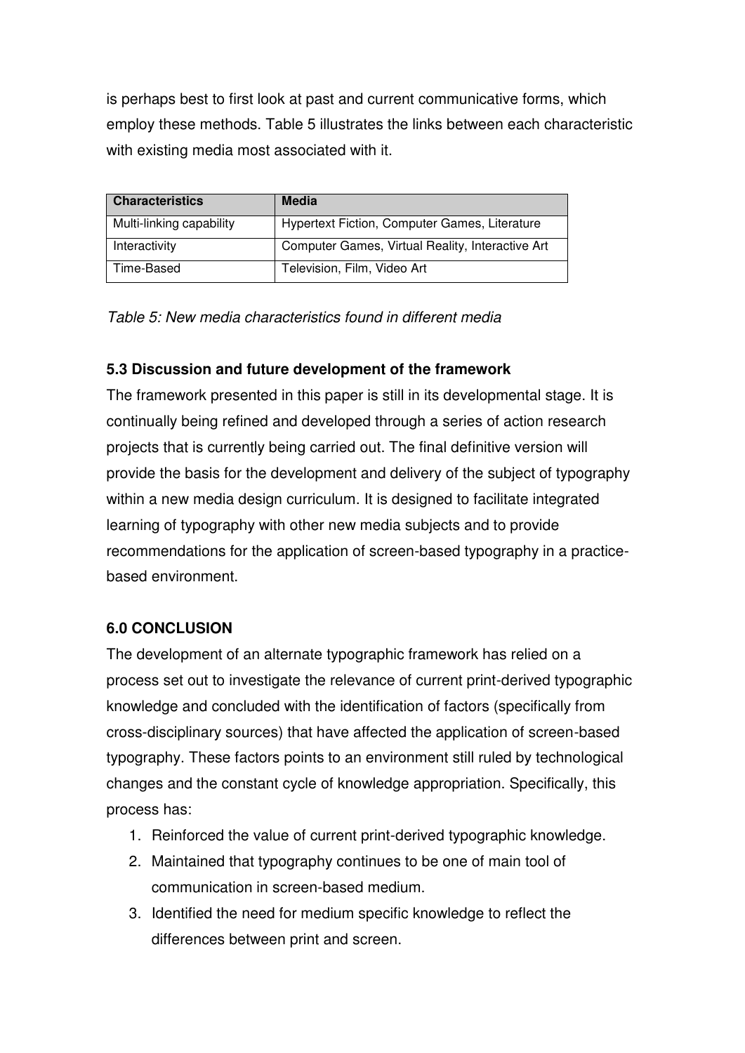is perhaps best to first look at past and current communicative forms, which employ these methods. Table 5 illustrates the links between each characteristic with existing media most associated with it.

| Characteristics | Media |
|---|---|
| Multi-linking capability | Hypertext Fiction, Computer Games, Literature |
| Interactivity | Computer Games, Virtual Reality, Interactive Art |
| Time-Based | Television, Film, Video Art |

*Table 5: New media characteristics found in different media*

### 5.3 Discussion and future development of the framework

The framework presented in this paper is still in its developmental stage. It is continually being refined and developed through a series of action research projects that is currently being carried out. The final definitive version will provide the basis for the development and delivery of the subject of typography within a new media design curriculum. It is designed to facilitate integrated learning of typography with other new media subjects and to provide recommendations for the application of screen-based typography in a practice-based environment.

## 6.0 CONCLUSION

The development of an alternate typographic framework has relied on a process set out to investigate the relevance of current print-derived typographic knowledge and concluded with the identification of factors (specifically from cross-disciplinary sources) that have affected the application of screen-based typography. These factors points to an environment still ruled by technological changes and the constant cycle of knowledge appropriation. Specifically, this process has:

1. Reinforced the value of current print-derived typographic knowledge.
2. Maintained that typography continues to be one of main tool of communication in screen-based medium.
3. Identified the need for medium specific knowledge to reflect the differences between print and screen.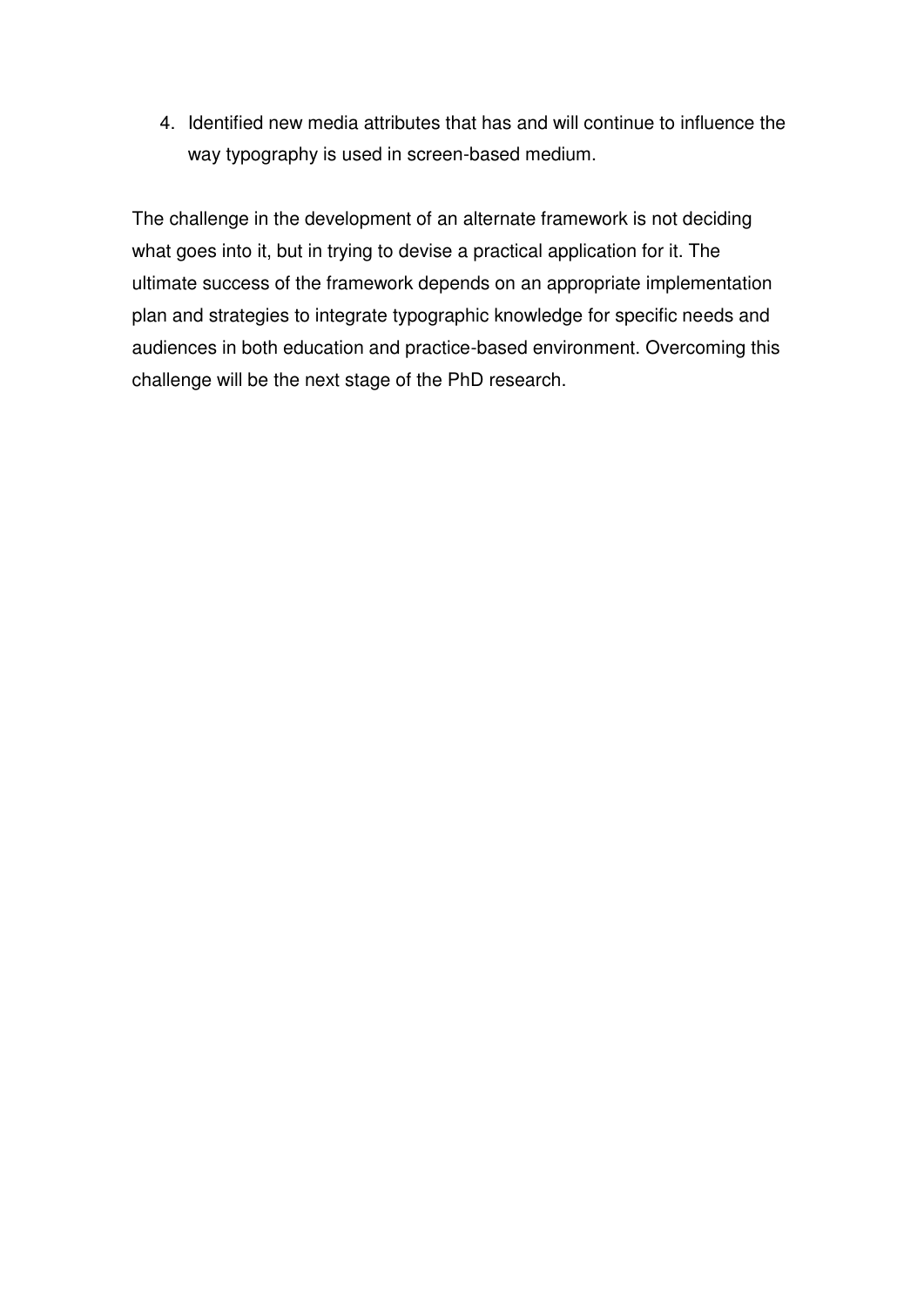4. Identified new media attributes that has and will continue to influence the way typography is used in screen-based medium.

The challenge in the development of an alternate framework is not deciding what goes into it, but in trying to devise a practical application for it. The ultimate success of the framework depends on an appropriate implementation plan and strategies to integrate typographic knowledge for specific needs and audiences in both education and practice-based environment. Overcoming this challenge will be the next stage of the PhD research.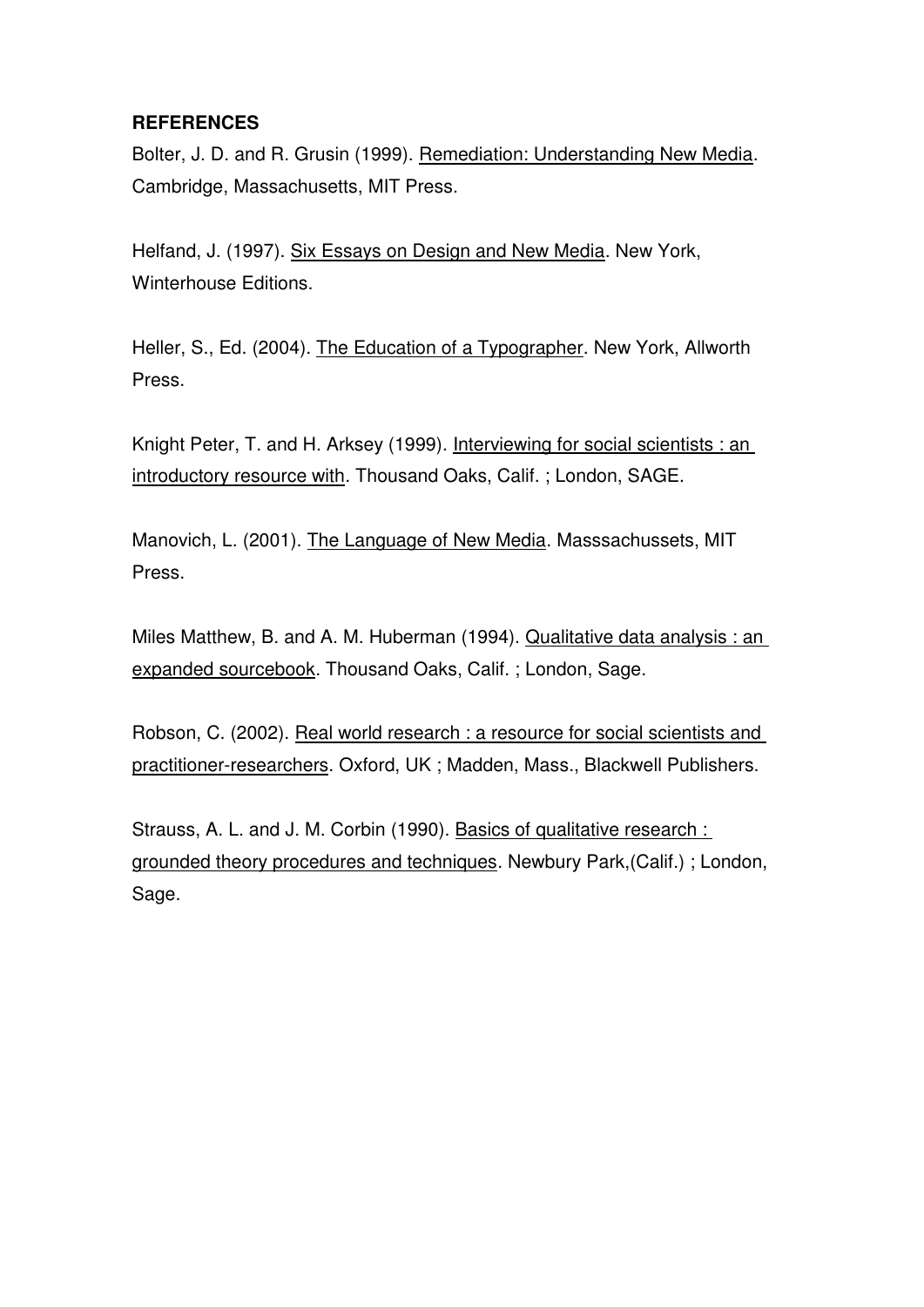**REFERENCES**

Bolter, J. D. and R. Grusin (1999). Remediation: Understanding New Media. Cambridge, Massachusetts, MIT Press.

Helfand, J. (1997). Six Essays on Design and New Media. New York, Winterhouse Editions.

Heller, S., Ed. (2004). The Education of a Typographer. New York, Allworth Press.

Knight Peter, T. and H. Arksey (1999). Interviewing for social scientists : an introductory resource with. Thousand Oaks, Calif. ; London, SAGE.

Manovich, L. (2001). The Language of New Media. Masssachussets, MIT Press.

Miles Matthew, B. and A. M. Huberman (1994). Qualitative data analysis : an expanded sourcebook. Thousand Oaks, Calif. ; London, Sage.

Robson, C. (2002). Real world research : a resource for social scientists and practitioner-researchers. Oxford, UK ; Madden, Mass., Blackwell Publishers.

Strauss, A. L. and J. M. Corbin (1990). Basics of qualitative research : grounded theory procedures and techniques. Newbury Park,(Calif.) ; London, Sage.